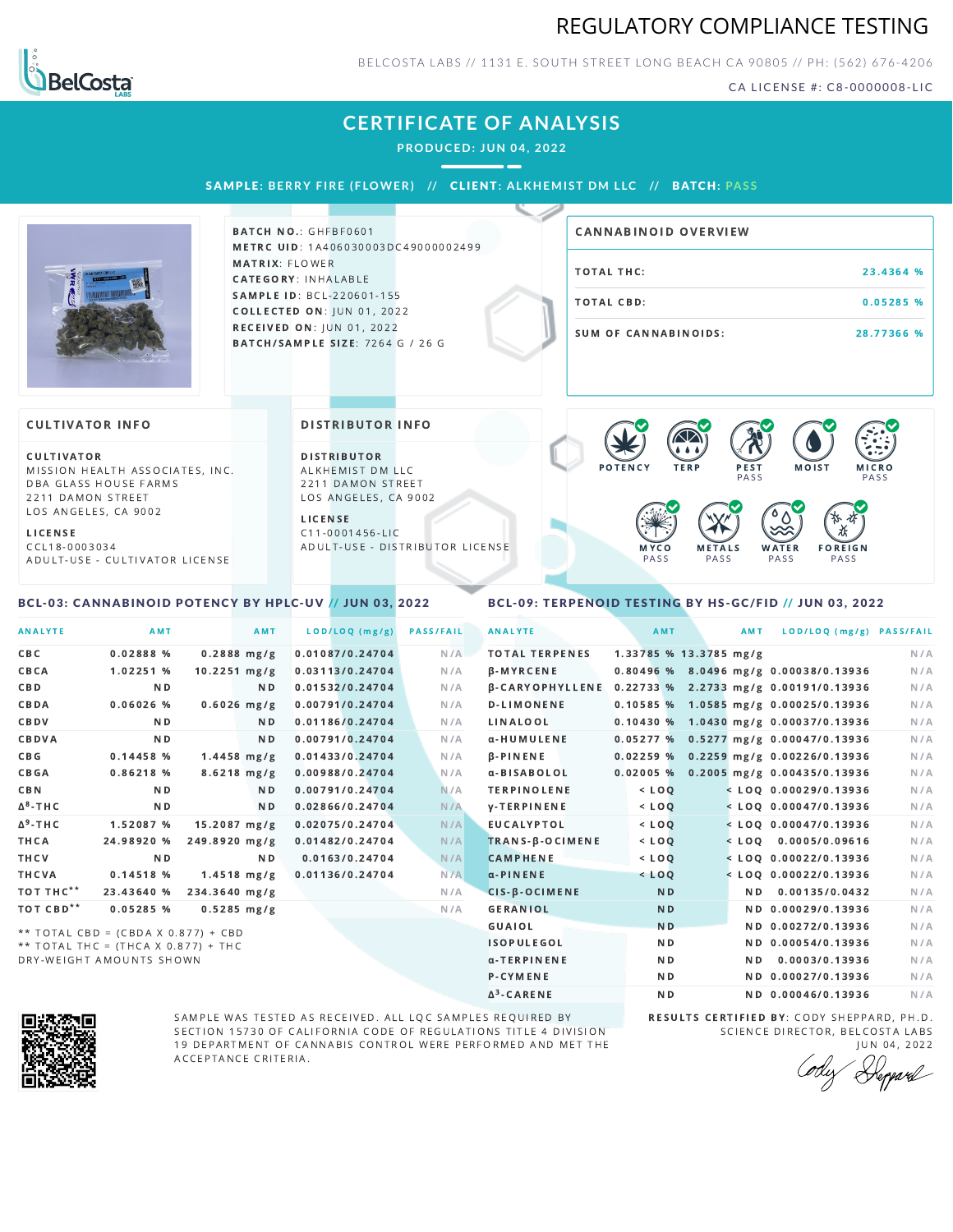# REGULATORY COMPLIANCE TESTING

BELCOSTA LABS // 1131 E. SOUTH STREET LONG BEACH CA 90805 // PH: (562) 676-4206

CA LICENSE #: C8-0000008-LIC

## CERTIFICATE OF ANALYSIS

**PRODUCED: JUN 04, 2022**

**SAMPLE: BERRY FIRE (FLOWER) // CLIENT: ALKHEMIST DM LLC // BATCH: PASS**

**BATCH NO.**: GHFBF0601
**METRC UID**: 1A406030003DC49000002499
**MATRIX**: FLOWER
**CATEGORY**: INHALABLE
**SAMPLE ID**: BCL-220601-155
**COLLECTED ON**: JUN 01, 2022
**RECEIVED ON**: JUN 01, 2022
**BATCH/SAMPLE SIZE**: 7264 G / 26 G

### CANNABINOID OVERVIEW

| | |
|---|---|
| TOTAL THC: | 23.4364 % |
| TOTAL CBD: | 0.05285 % |
| SUM OF CANNABINOIDS: | 28.77366 % |

### CULTIVATOR INFO

**CULTIVATOR**
MISSION HEALTH ASSOCIATES, INC.
DBA GLASS HOUSE FARMS
2211 DAMON STREET
LOS ANGELES, CA 9002

**LICENSE**
CCL18-0003034
ADULT-USE - CULTIVATOR LICENSE

### DISTRIBUTOR INFO

**DISTRIBUTOR**
ALKHEMIST DM LLC
2211 DAMON STREET
LOS ANGELES, CA 9002

**LICENSE**
C11-0001456-LIC
ADULT-USE - DISTRIBUTOR LICENSE

POTENCY | TERP | PEST PASS | MOIST | MICRO PASS | MYCO PASS | METALS PASS | WATER PASS | FOREIGN PASS

### BCL-03: CANNABINOID POTENCY BY HPLC-UV // JUN 03, 2022

| ANALYTE | AMT | AMT | LOD/LOQ (mg/g) | PASS/FAIL |
|---|---|---|---|---|
| CBC | 0.02888 % | 0.2888 mg/g | 0.01087/0.24704 | N/A |
| CBCA | 1.02251 % | 10.2251 mg/g | 0.03113/0.24704 | N/A |
| CBD | ND | ND | 0.01532/0.24704 | N/A |
| CBDA | 0.06026 % | 0.6026 mg/g | 0.00791/0.24704 | N/A |
| CBDV | ND | ND | 0.01186/0.24704 | N/A |
| CBDVA | ND | ND | 0.00791/0.24704 | N/A |
| CBG | 0.14458 % | 1.4458 mg/g | 0.01433/0.24704 | N/A |
| CBGA | 0.86218 % | 8.6218 mg/g | 0.00988/0.24704 | N/A |
| CBN | ND | ND | 0.00791/0.24704 | N/A |
| $\Delta^8$-THC | ND | ND | 0.02866/0.24704 | N/A |
| $\Delta^9$-THC | 1.52087 % | 15.2087 mg/g | 0.02075/0.24704 | N/A |
| THCA | 24.98920 % | 249.8920 mg/g | 0.01482/0.24704 | N/A |
| THCV | ND | ND | 0.0163/0.24704 | N/A |
| THCVA | 0.14518 % | 1.4518 mg/g | 0.01136/0.24704 | N/A |
| TOT THC** | 23.43640 % | 234.3640 mg/g | | N/A |
| TOT CBD** | 0.05285 % | 0.5285 mg/g | | N/A |

** TOTAL CBD = (CBDA X 0.877) + CBD
** TOTAL THC = (THCA X 0.877) + THC
DRY-WEIGHT AMOUNTS SHOWN

### BCL-09: TERPENOID TESTING BY HS-GC/FID // JUN 03, 2022

| ANALYTE | AMT | AMT | LOD/LOQ (mg/g) | PASS/FAIL |
|---|---|---|---|---|
| TOTAL TERPENES | 1.33785 % | 13.3785 mg/g | | N/A |
| β-MYRCENE | 0.80496 % | 8.0496 mg/g | 0.00038/0.13936 | N/A |
| β-CARYOPHYLLENE | 0.22733 % | 2.2733 mg/g | 0.00191/0.13936 | N/A |
| D-LIMONENE | 0.10585 % | 1.0585 mg/g | 0.00025/0.13936 | N/A |
| LINALOOL | 0.10430 % | 1.0430 mg/g | 0.00037/0.13936 | N/A |
| α-HUMULENE | 0.05277 % | 0.5277 mg/g | 0.00047/0.13936 | N/A |
| β-PINENE | 0.02259 % | 0.2259 mg/g | 0.00226/0.13936 | N/A |
| α-BISABOLOL | 0.02005 % | 0.2005 mg/g | 0.00435/0.13936 | N/A |
| TERPINOLENE | < LOQ | < LOQ | 0.00029/0.13936 | N/A |
| γ-TERPINENE | < LOQ | < LOQ | 0.00047/0.13936 | N/A |
| EUCALYPTOL | < LOQ | < LOQ | 0.00047/0.13936 | N/A |
| TRANS-β-OCIMENE | < LOQ | < LOQ | 0.0005/0.09616 | N/A |
| CAMPHENE | < LOQ | < LOQ | 0.00022/0.13936 | N/A |
| α-PINENE | < LOQ | < LOQ | 0.00022/0.13936 | N/A |
| CIS-β-OCIMENE | ND | ND | 0.00135/0.0432 | N/A |
| GERANIOL | ND | ND | 0.00029/0.13936 | N/A |
| GUAIOL | ND | ND | 0.00272/0.13936 | N/A |
| ISOPULEGOL | ND | ND | 0.00054/0.13936 | N/A |
| α-TERPINENE | ND | ND | 0.0003/0.13936 | N/A |
| P-CYMENE | ND | ND | 0.00027/0.13936 | N/A |
| $\Delta^3$-CARENE | ND | ND | 0.00046/0.13936 | N/A |

SAMPLE WAS TESTED AS RECEIVED. ALL LQC SAMPLES REQUIRED BY SECTION 15730 OF CALIFORNIA CODE OF REGULATIONS TITLE 4 DIVISION 19 DEPARTMENT OF CANNABIS CONTROL WERE PERFORMED AND MET THE ACCEPTANCE CRITERIA.

**RESULTS CERTIFIED BY**: CODY SHEPPARD, PH.D.
SCIENCE DIRECTOR, BELCOSTA LABS
JUN 04, 2022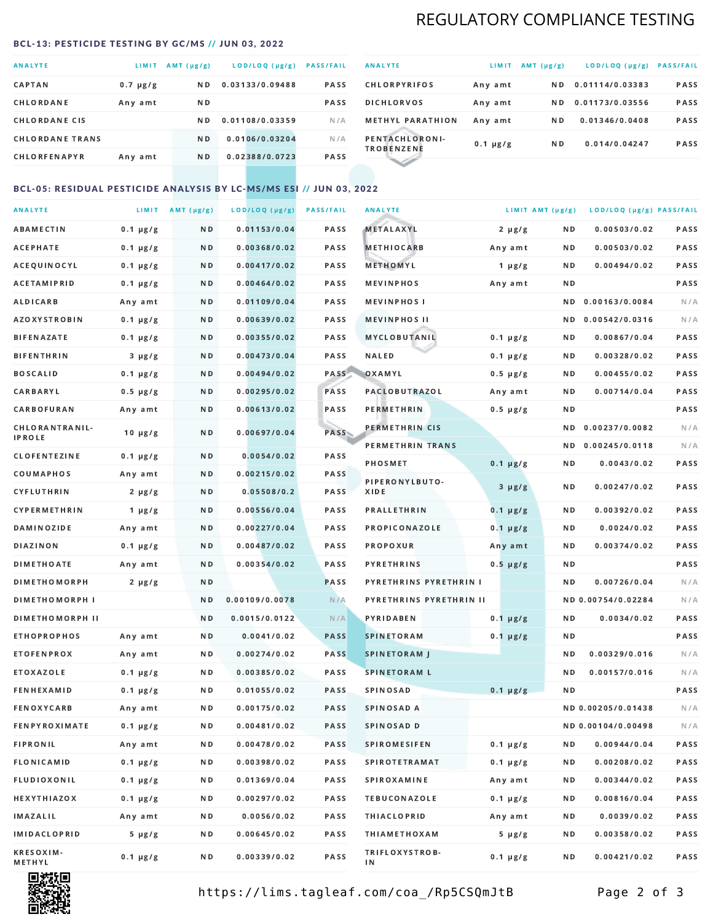# REGULATORY COMPLIANCE TESTING

## BCL-13: PESTICIDE TESTING BY GC/MS // JUN 03, 2022

| ANALYTE | LIMIT | AMT (µg/g) | LOD/LOQ (µg/g) | PASS/FAIL |
|---|---|---|---|---|
| CAPTAN | 0.7 µg/g | ND | 0.03133/0.09488 | PASS |
| CHLORDANE | Any amt | ND | | PASS |
| CHLORDANE CIS | | ND | 0.01108/0.03359 | N/A |
| CHLORDANE TRANS | | ND | 0.0106/0.03204 | N/A |
| CHLORFENAPYR | Any amt | ND | 0.02388/0.0723 | PASS |
| CHLORPYRIFOS | Any amt | ND | 0.01114/0.03383 | PASS |
| DICHLORVOS | Any amt | ND | 0.01173/0.03556 | PASS |
| METHYL PARATHION | Any amt | ND | 0.01346/0.0408 | PASS |
| PENTACHLORONITROBENZENE | 0.1 µg/g | ND | 0.014/0.04247 | PASS |

## BCL-05: RESIDUAL PESTICIDE ANALYSIS BY LC-MS/MS ESI // JUN 03, 2022

| ANALYTE | LIMIT | AMT (µg/g) | LOD/LOQ (µg/g) | PASS/FAIL |
|---|---|---|---|---|
| ABAMECTIN | 0.1 µg/g | ND | 0.01153/0.04 | PASS |
| ACEPHATE | 0.1 µg/g | ND | 0.00368/0.02 | PASS |
| ACEQUINOCYL | 0.1 µg/g | ND | 0.00417/0.02 | PASS |
| ACETAMIPRID | 0.1 µg/g | ND | 0.00464/0.02 | PASS |
| ALDICARB | Any amt | ND | 0.01109/0.04 | PASS |
| AZOXYSTROBIN | 0.1 µg/g | ND | 0.00639/0.02 | PASS |
| BIFENAZATE | 0.1 µg/g | ND | 0.00355/0.02 | PASS |
| BIFENTHRIN | 3 µg/g | ND | 0.00473/0.04 | PASS |
| BOSCALID | 0.1 µg/g | ND | 0.00494/0.02 | PASS |
| CARBARYL | 0.5 µg/g | ND | 0.00295/0.02 | PASS |
| CARBOFURAN | Any amt | ND | 0.00613/0.02 | PASS |
| CHLORANTRANILIPROLE | 10 µg/g | ND | 0.00697/0.04 | PASS |
| CLOFENTEZINE | 0.1 µg/g | ND | 0.0054/0.02 | PASS |
| COUMAPHOS | Any amt | ND | 0.00215/0.02 | PASS |
| CYFLUTHRIN | 2 µg/g | ND | 0.05508/0.2 | PASS |
| CYPERMETHRIN | 1 µg/g | ND | 0.00556/0.04 | PASS |
| DAMINOZIDE | Any amt | ND | 0.00227/0.04 | PASS |
| DIAZINON | 0.1 µg/g | ND | 0.00487/0.02 | PASS |
| DIMETHOATE | Any amt | ND | 0.00354/0.02 | PASS |
| DIMETHOMORPH | 2 µg/g | ND | | PASS |
| DIMETHOMORPH I | | ND | 0.00109/0.0078 | N/A |
| DIMETHOMORPH II | | ND | 0.0015/0.0122 | N/A |
| ETHOPROPHOS | Any amt | ND | 0.0041/0.02 | PASS |
| ETOFENPROX | Any amt | ND | 0.00274/0.02 | PASS |
| ETOXAZOLE | 0.1 µg/g | ND | 0.00385/0.02 | PASS |
| FENHEXAMID | 0.1 µg/g | ND | 0.01055/0.02 | PASS |
| FENOXYCARB | Any amt | ND | 0.00175/0.02 | PASS |
| FENPYROXIMATE | 0.1 µg/g | ND | 0.00481/0.02 | PASS |
| FIPRONIL | Any amt | ND | 0.00478/0.02 | PASS |
| FLONICAMID | 0.1 µg/g | ND | 0.00398/0.02 | PASS |
| FLUDIOXONIL | 0.1 µg/g | ND | 0.01369/0.04 | PASS |
| HEXYTHIAZOX | 0.1 µg/g | ND | 0.00297/0.02 | PASS |
| IMAZALIL | Any amt | ND | 0.0056/0.02 | PASS |
| IMIDACLOPRID | 5 µg/g | ND | 0.00645/0.02 | PASS |
| KRESOXIM-METHYL | 0.1 µg/g | ND | 0.00339/0.02 | PASS |
| METALAXYL | 2 µg/g | ND | 0.00503/0.02 | PASS |
| METHIOCARB | Any amt | ND | 0.00503/0.02 | PASS |
| METHOMYL | 1 µg/g | ND | 0.00494/0.02 | PASS |
| MEVINPHOS | Any amt | ND | | PASS |
| MEVINPHOS I | | ND | 0.00163/0.0084 | N/A |
| MEVINPHOS II | | ND | 0.00542/0.0316 | N/A |
| MYCLOBUTANIL | 0.1 µg/g | ND | 0.00867/0.04 | PASS |
| NALED | 0.1 µg/g | ND | 0.00328/0.02 | PASS |
| OXAMYL | 0.5 µg/g | ND | 0.00455/0.02 | PASS |
| PACLOBUTRAZOL | Any amt | ND | 0.00714/0.04 | PASS |
| PERMETHRIN | 0.5 µg/g | ND | | PASS |
| PERMETHRIN CIS | | ND | 0.00237/0.0082 | N/A |
| PERMETHRIN TRANS | | ND | 0.00245/0.0118 | N/A |
| PHOSMET | 0.1 µg/g | ND | 0.0043/0.02 | PASS |
| PIPERONYLBUTOXIDE | 3 µg/g | ND | 0.00247/0.02 | PASS |
| PRALLETHRIN | 0.1 µg/g | ND | 0.00392/0.02 | PASS |
| PROPICONAZOLE | 0.1 µg/g | ND | 0.0024/0.02 | PASS |
| PROPOXUR | Any amt | ND | 0.00374/0.02 | PASS |
| PYRETHRINS | 0.5 µg/g | ND | | PASS |
| PYRETHRINS PYRETHRIN I | | ND | 0.00726/0.04 | N/A |
| PYRETHRINS PYRETHRIN II | | ND | 0.00754/0.02284 | N/A |
| PYRIDABEN | 0.1 µg/g | ND | 0.0034/0.02 | PASS |
| SPINETORAM | 0.1 µg/g | ND | | PASS |
| SPINETORAM J | | ND | 0.00329/0.016 | N/A |
| SPINETORAM L | | ND | 0.00157/0.016 | N/A |
| SPINOSAD | 0.1 µg/g | ND | | PASS |
| SPINOSAD A | | ND | 0.00205/0.01438 | N/A |
| SPINOSAD D | | ND | 0.00104/0.00498 | N/A |
| SPIROMESIFEN | 0.1 µg/g | ND | 0.00944/0.04 | PASS |
| SPIROTETRAMAT | 0.1 µg/g | ND | 0.00208/0.02 | PASS |
| SPIROXAMINE | Any amt | ND | 0.00344/0.02 | PASS |
| TEBUCONAZOLE | 0.1 µg/g | ND | 0.00816/0.04 | PASS |
| THIACLOPRID | Any amt | ND | 0.0039/0.02 | PASS |
| THIAMETHOXAM | 5 µg/g | ND | 0.00358/0.02 | PASS |
| TRIFLOXYSTROBIN | 0.1 µg/g | ND | 0.00421/0.02 | PASS |

https://lims.tagleaf.com/coa_/Rp5CSQmJtB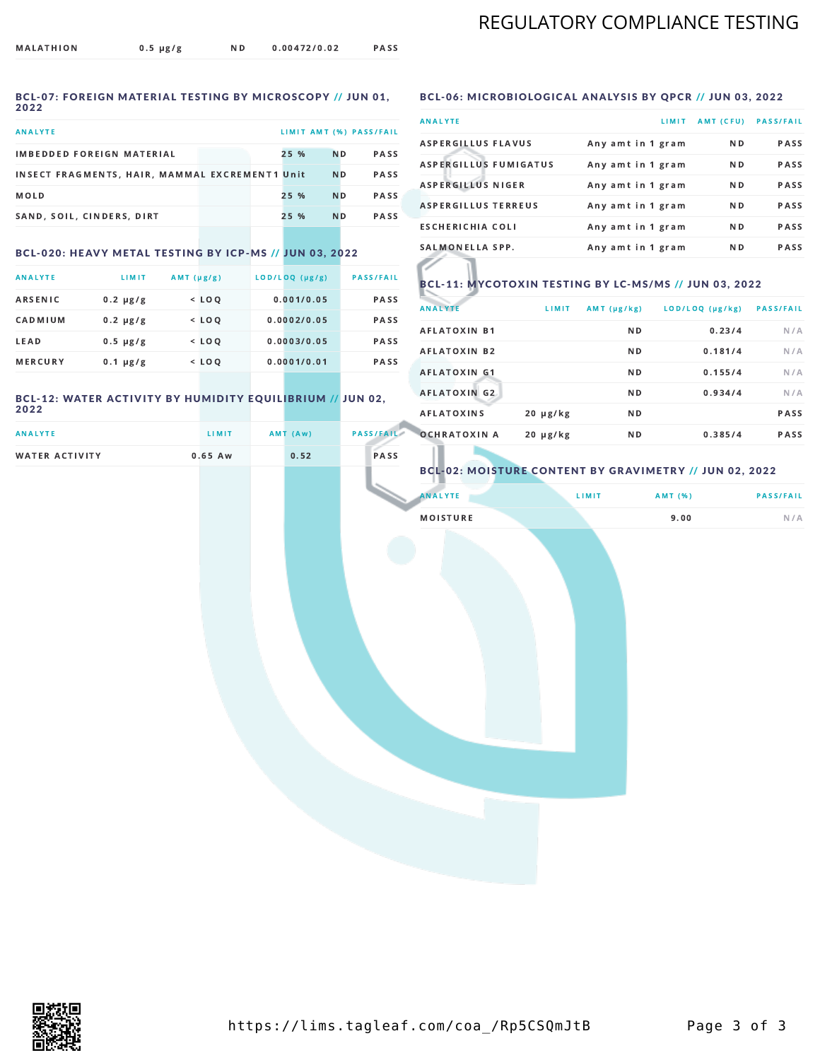# REGULATORY COMPLIANCE TESTING

| | | | | |
|---|---|---|---|---|
| MALATHION | 0.5 µg/g | ND | 0.00472/0.02 | PASS |

## BCL-07: FOREIGN MATERIAL TESTING BY MICROSCOPY // JUN 01, 2022

| ANALYTE | LIMIT | AMT (%) | PASS/FAIL |
|---|---|---|---|
| IMBEDDED FOREIGN MATERIAL | 25 % | ND | PASS |
| INSECT FRAGMENTS, HAIR, MAMMAL EXCREMENT | 1 Unit | ND | PASS |
| MOLD | 25 % | ND | PASS |
| SAND, SOIL, CINDERS, DIRT | 25 % | ND | PASS |

## BCL-020: HEAVY METAL TESTING BY ICP-MS // JUN 03, 2022

| ANALYTE | LIMIT | AMT (µg/g) | LOD/LOQ (µg/g) | PASS/FAIL |
|---|---|---|---|---|
| ARSENIC | 0.2 µg/g | < LOQ | 0.001/0.05 | PASS |
| CADMIUM | 0.2 µg/g | < LOQ | 0.0002/0.05 | PASS |
| LEAD | 0.5 µg/g | < LOQ | 0.0003/0.05 | PASS |
| MERCURY | 0.1 µg/g | < LOQ | 0.0001/0.01 | PASS |

## BCL-12: WATER ACTIVITY BY HUMIDITY EQUILIBRIUM // JUN 02, 2022

| ANALYTE | LIMIT | AMT (Aw) | PASS/FAIL |
|---|---|---|---|
| WATER ACTIVITY | 0.65 Aw | 0.52 | PASS |

## BCL-06: MICROBIOLOGICAL ANALYSIS BY QPCR // JUN 03, 2022

| ANALYTE | LIMIT | AMT (CFU) | PASS/FAIL |
|---|---|---|---|
| ASPERGILLUS FLAVUS | Any amt in 1 gram | ND | PASS |
| ASPERGILLUS FUMIGATUS | Any amt in 1 gram | ND | PASS |
| ASPERGILLUS NIGER | Any amt in 1 gram | ND | PASS |
| ASPERGILLUS TERREUS | Any amt in 1 gram | ND | PASS |
| ESCHERICHIA COLI | Any amt in 1 gram | ND | PASS |
| SALMONELLA SPP. | Any amt in 1 gram | ND | PASS |

## BCL-11: MYCOTOXIN TESTING BY LC-MS/MS // JUN 03, 2022

| ANALYTE | LIMIT | AMT (µg/kg) | LOD/LOQ (µg/kg) | PASS/FAIL |
|---|---|---|---|---|
| AFLATOXIN B1 | | ND | 0.23/4 | N/A |
| AFLATOXIN B2 | | ND | 0.181/4 | N/A |
| AFLATOXIN G1 | | ND | 0.155/4 | N/A |
| AFLATOXIN G2 | | ND | 0.934/4 | N/A |
| AFLATOXINS | 20 µg/kg | ND | | PASS |
| OCHRATOXIN A | 20 µg/kg | ND | 0.385/4 | PASS |

## BCL-02: MOISTURE CONTENT BY GRAVIMETRY // JUN 02, 2022

| ANALYTE | LIMIT | AMT (%) | PASS/FAIL |
|---|---|---|---|
| MOISTURE | | 9.00 | N/A |

https://lims.tagleaf.com/coa_/Rp5CSQmJtB